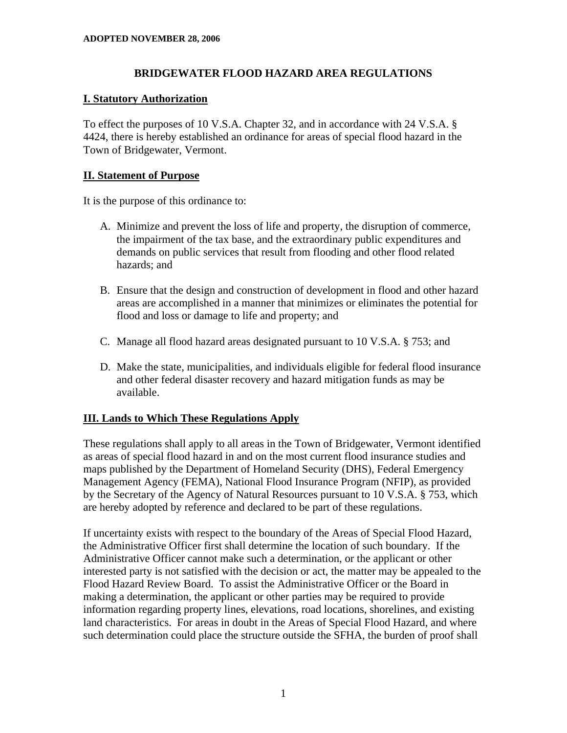**ADOPTED NOVEMBER 28, 2006**

# BRIDGEWATER FLOOD HAZARD AREA REGULATIONS

## I. Statutory Authorization

To effect the purposes of 10 V.S.A. Chapter 32, and in accordance with 24 V.S.A. § 4424, there is hereby established an ordinance for areas of special flood hazard in the Town of Bridgewater, Vermont.

## II. Statement of Purpose

It is the purpose of this ordinance to:

A. Minimize and prevent the loss of life and property, the disruption of commerce, the impairment of the tax base, and the extraordinary public expenditures and demands on public services that result from flooding and other flood related hazards; and

B. Ensure that the design and construction of development in flood and other hazard areas are accomplished in a manner that minimizes or eliminates the potential for flood and loss or damage to life and property; and

C. Manage all flood hazard areas designated pursuant to 10 V.S.A. § 753; and

D. Make the state, municipalities, and individuals eligible for federal flood insurance and other federal disaster recovery and hazard mitigation funds as may be available.

## III. Lands to Which These Regulations Apply

These regulations shall apply to all areas in the Town of Bridgewater, Vermont identified as areas of special flood hazard in and on the most current flood insurance studies and maps published by the Department of Homeland Security (DHS), Federal Emergency Management Agency (FEMA), National Flood Insurance Program (NFIP), as provided by the Secretary of the Agency of Natural Resources pursuant to 10 V.S.A. § 753, which are hereby adopted by reference and declared to be part of these regulations.

If uncertainty exists with respect to the boundary of the Areas of Special Flood Hazard, the Administrative Officer first shall determine the location of such boundary. If the Administrative Officer cannot make such a determination, or the applicant or other interested party is not satisfied with the decision or act, the matter may be appealed to the Flood Hazard Review Board. To assist the Administrative Officer or the Board in making a determination, the applicant or other parties may be required to provide information regarding property lines, elevations, road locations, shorelines, and existing land characteristics. For areas in doubt in the Areas of Special Flood Hazard, and where such determination could place the structure outside the SFHA, the burden of proof shall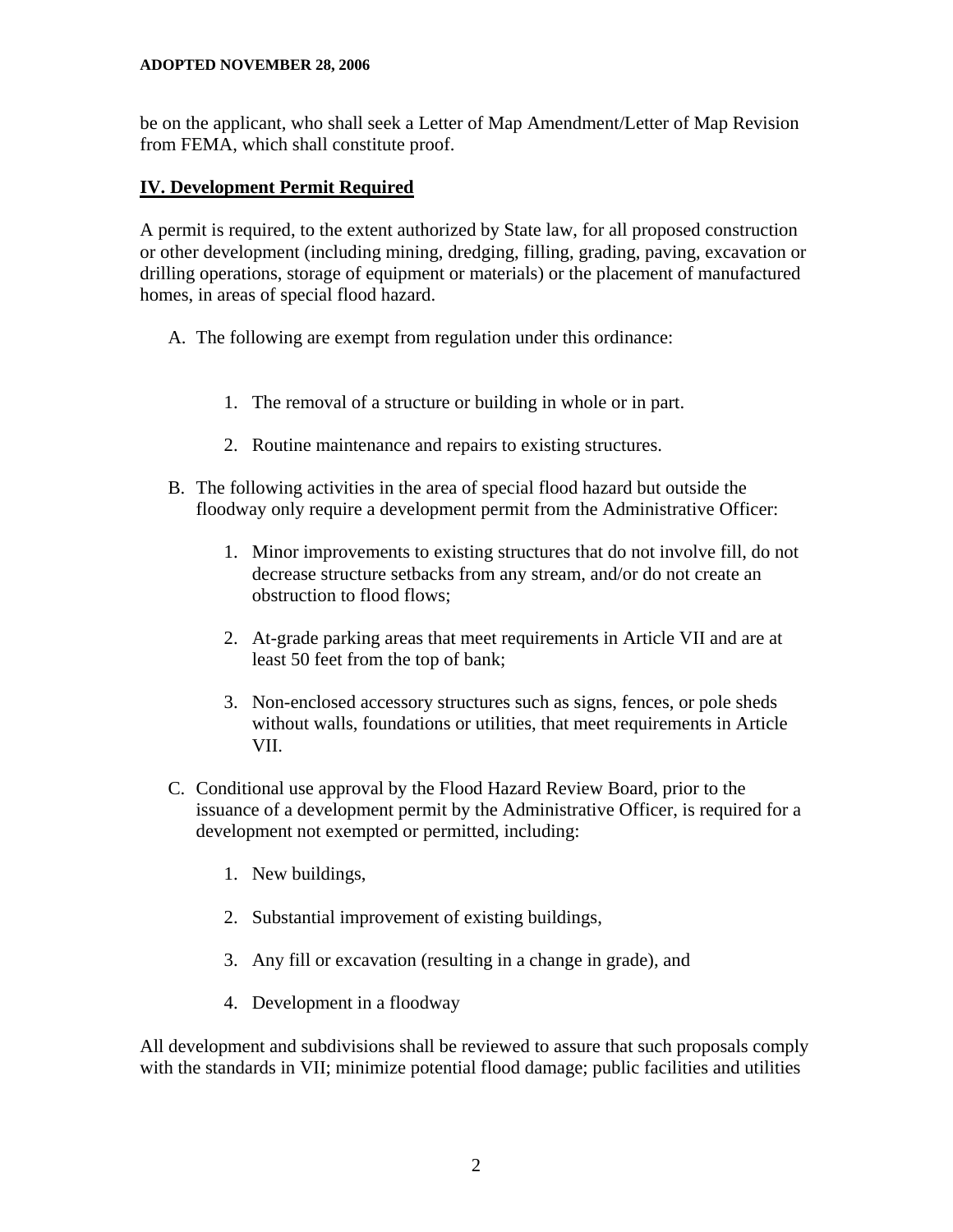be on the applicant, who shall seek a Letter of Map Amendment/Letter of Map Revision from FEMA, which shall constitute proof.

## IV. Development Permit Required

A permit is required, to the extent authorized by State law, for all proposed construction or other development (including mining, dredging, filling, grading, paving, excavation or drilling operations, storage of equipment or materials) or the placement of manufactured homes, in areas of special flood hazard.

A. The following are exempt from regulation under this ordinance:

    1. The removal of a structure or building in whole or in part.

    2. Routine maintenance and repairs to existing structures.

B. The following activities in the area of special flood hazard but outside the floodway only require a development permit from the Administrative Officer:

    1. Minor improvements to existing structures that do not involve fill, do not decrease structure setbacks from any stream, and/or do not create an obstruction to flood flows;

    2. At-grade parking areas that meet requirements in Article VII and are at least 50 feet from the top of bank;

    3. Non-enclosed accessory structures such as signs, fences, or pole sheds without walls, foundations or utilities, that meet requirements in Article VII.

C. Conditional use approval by the Flood Hazard Review Board, prior to the issuance of a development permit by the Administrative Officer, is required for a development not exempted or permitted, including:

    1. New buildings,

    2. Substantial improvement of existing buildings,

    3. Any fill or excavation (resulting in a change in grade), and

    4. Development in a floodway

All development and subdivisions shall be reviewed to assure that such proposals comply with the standards in VII; minimize potential flood damage; public facilities and utilities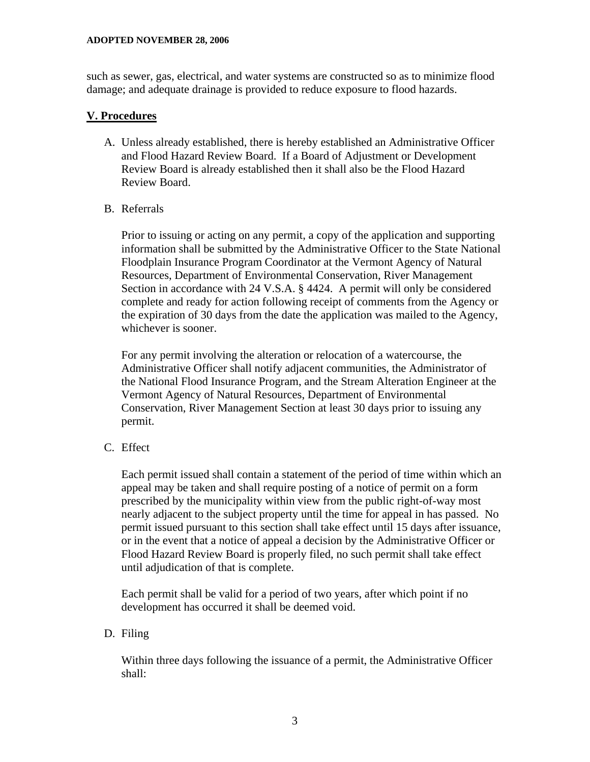such as sewer, gas, electrical, and water systems are constructed so as to minimize flood damage; and adequate drainage is provided to reduce exposure to flood hazards.

## V. Procedures

A. Unless already established, there is hereby established an Administrative Officer and Flood Hazard Review Board. If a Board of Adjustment or Development Review Board is already established then it shall also be the Flood Hazard Review Board.

B. Referrals

   Prior to issuing or acting on any permit, a copy of the application and supporting information shall be submitted by the Administrative Officer to the State National Floodplain Insurance Program Coordinator at the Vermont Agency of Natural Resources, Department of Environmental Conservation, River Management Section in accordance with 24 V.S.A. § 4424. A permit will only be considered complete and ready for action following receipt of comments from the Agency or the expiration of 30 days from the date the application was mailed to the Agency, whichever is sooner.

   For any permit involving the alteration or relocation of a watercourse, the Administrative Officer shall notify adjacent communities, the Administrator of the National Flood Insurance Program, and the Stream Alteration Engineer at the Vermont Agency of Natural Resources, Department of Environmental Conservation, River Management Section at least 30 days prior to issuing any permit.

C. Effect

   Each permit issued shall contain a statement of the period of time within which an appeal may be taken and shall require posting of a notice of permit on a form prescribed by the municipality within view from the public right-of-way most nearly adjacent to the subject property until the time for appeal in has passed. No permit issued pursuant to this section shall take effect until 15 days after issuance, or in the event that a notice of appeal a decision by the Administrative Officer or Flood Hazard Review Board is properly filed, no such permit shall take effect until adjudication of that is complete.

   Each permit shall be valid for a period of two years, after which point if no development has occurred it shall be deemed void.

D. Filing

   Within three days following the issuance of a permit, the Administrative Officer shall: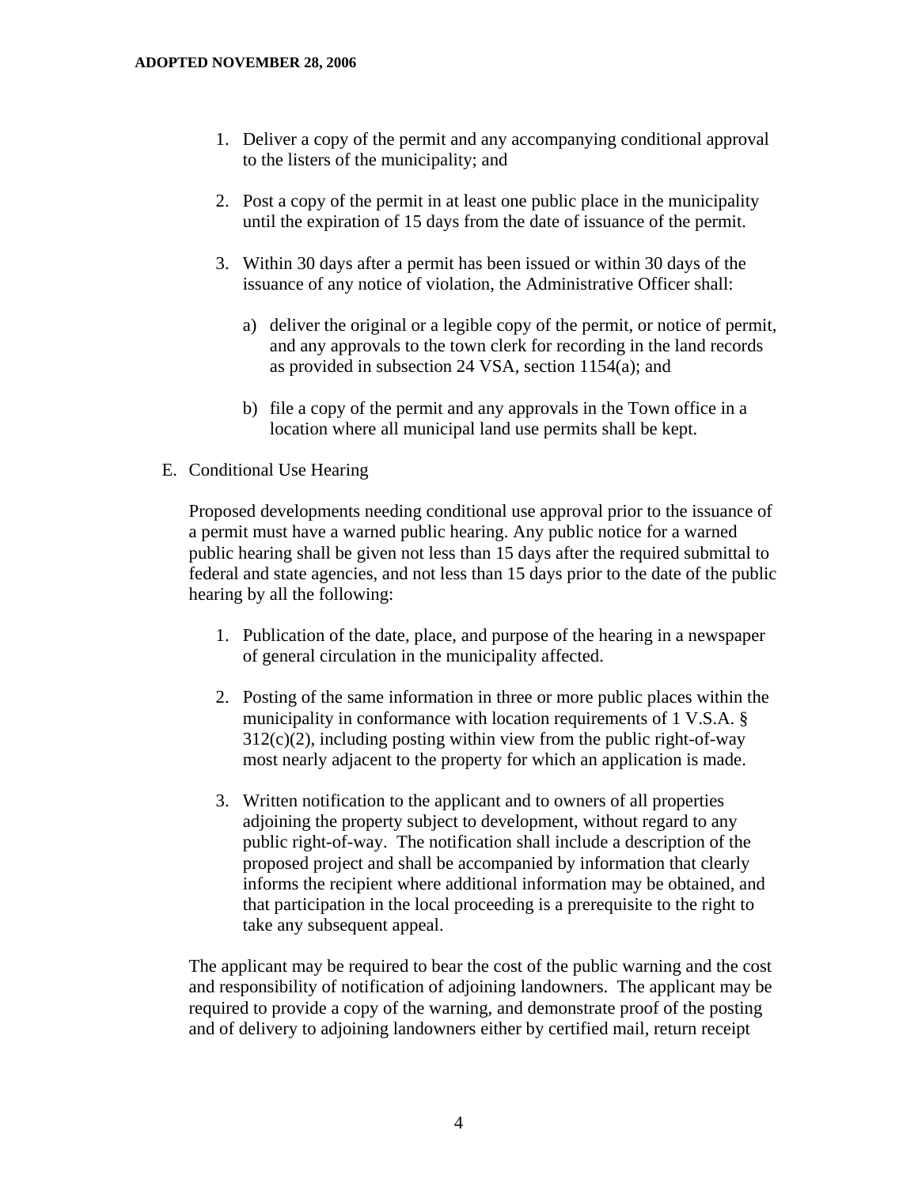1. Deliver a copy of the permit and any accompanying conditional approval to the listers of the municipality; and

2. Post a copy of the permit in at least one public place in the municipality until the expiration of 15 days from the date of issuance of the permit.

3. Within 30 days after a permit has been issued or within 30 days of the issuance of any notice of violation, the Administrative Officer shall:

   a) deliver the original or a legible copy of the permit, or notice of permit, and any approvals to the town clerk for recording in the land records as provided in subsection 24 VSA, section 1154(a); and

   b) file a copy of the permit and any approvals in the Town office in a location where all municipal land use permits shall be kept.

E. Conditional Use Hearing

Proposed developments needing conditional use approval prior to the issuance of a permit must have a warned public hearing. Any public notice for a warned public hearing shall be given not less than 15 days after the required submittal to federal and state agencies, and not less than 15 days prior to the date of the public hearing by all the following:

1. Publication of the date, place, and purpose of the hearing in a newspaper of general circulation in the municipality affected.

2. Posting of the same information in three or more public places within the municipality in conformance with location requirements of 1 V.S.A. § 312(c)(2), including posting within view from the public right-of-way most nearly adjacent to the property for which an application is made.

3. Written notification to the applicant and to owners of all properties adjoining the property subject to development, without regard to any public right-of-way. The notification shall include a description of the proposed project and shall be accompanied by information that clearly informs the recipient where additional information may be obtained, and that participation in the local proceeding is a prerequisite to the right to take any subsequent appeal.

The applicant may be required to bear the cost of the public warning and the cost and responsibility of notification of adjoining landowners. The applicant may be required to provide a copy of the warning, and demonstrate proof of the posting and of delivery to adjoining landowners either by certified mail, return receipt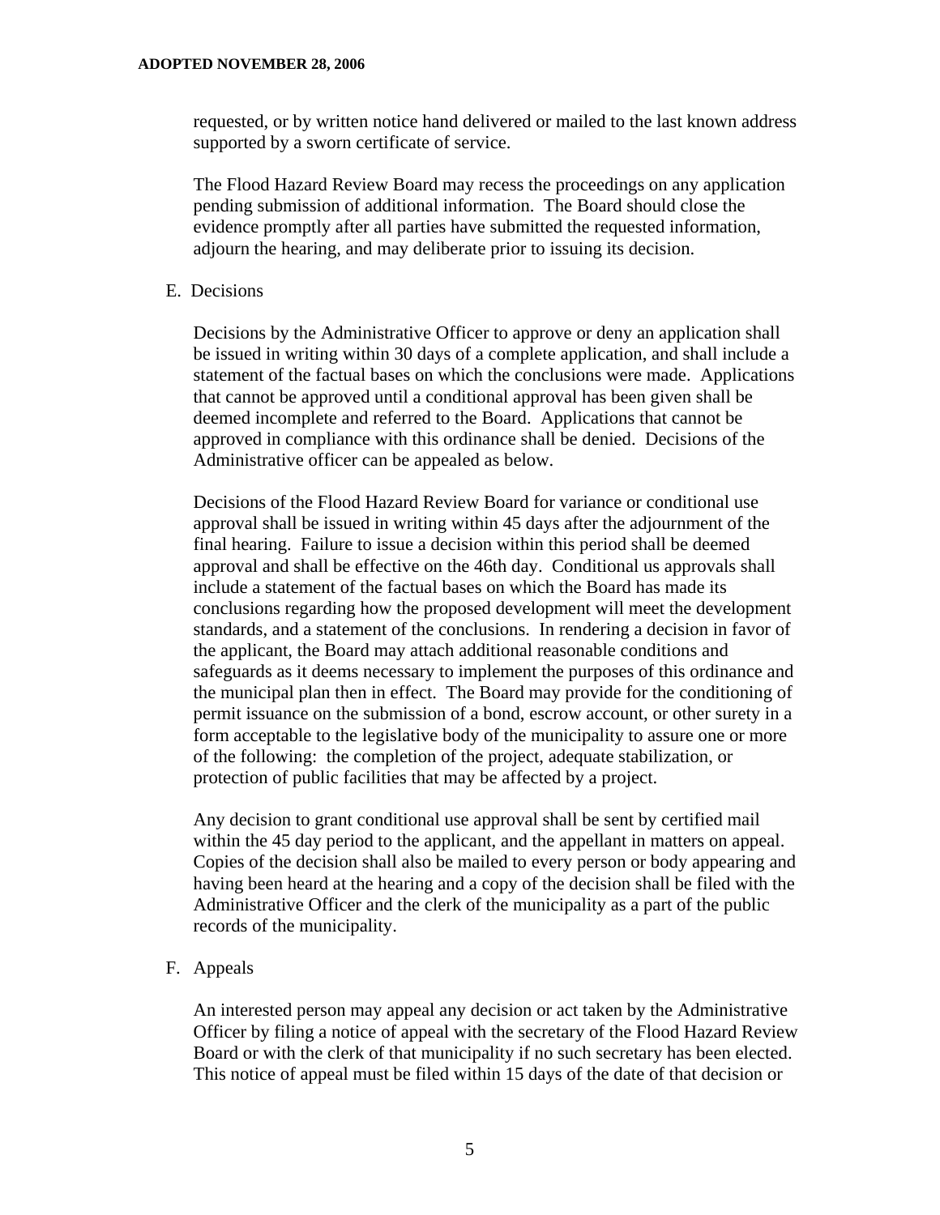requested, or by written notice hand delivered or mailed to the last known address supported by a sworn certificate of service.

The Flood Hazard Review Board may recess the proceedings on any application pending submission of additional information. The Board should close the evidence promptly after all parties have submitted the requested information, adjourn the hearing, and may deliberate prior to issuing its decision.

E. Decisions

Decisions by the Administrative Officer to approve or deny an application shall be issued in writing within 30 days of a complete application, and shall include a statement of the factual bases on which the conclusions were made. Applications that cannot be approved until a conditional approval has been given shall be deemed incomplete and referred to the Board. Applications that cannot be approved in compliance with this ordinance shall be denied. Decisions of the Administrative officer can be appealed as below.

Decisions of the Flood Hazard Review Board for variance or conditional use approval shall be issued in writing within 45 days after the adjournment of the final hearing. Failure to issue a decision within this period shall be deemed approval and shall be effective on the 46th day. Conditional us approvals shall include a statement of the factual bases on which the Board has made its conclusions regarding how the proposed development will meet the development standards, and a statement of the conclusions. In rendering a decision in favor of the applicant, the Board may attach additional reasonable conditions and safeguards as it deems necessary to implement the purposes of this ordinance and the municipal plan then in effect. The Board may provide for the conditioning of permit issuance on the submission of a bond, escrow account, or other surety in a form acceptable to the legislative body of the municipality to assure one or more of the following: the completion of the project, adequate stabilization, or protection of public facilities that may be affected by a project.

Any decision to grant conditional use approval shall be sent by certified mail within the 45 day period to the applicant, and the appellant in matters on appeal. Copies of the decision shall also be mailed to every person or body appearing and having been heard at the hearing and a copy of the decision shall be filed with the Administrative Officer and the clerk of the municipality as a part of the public records of the municipality.

F. Appeals

An interested person may appeal any decision or act taken by the Administrative Officer by filing a notice of appeal with the secretary of the Flood Hazard Review Board or with the clerk of that municipality if no such secretary has been elected. This notice of appeal must be filed within 15 days of the date of that decision or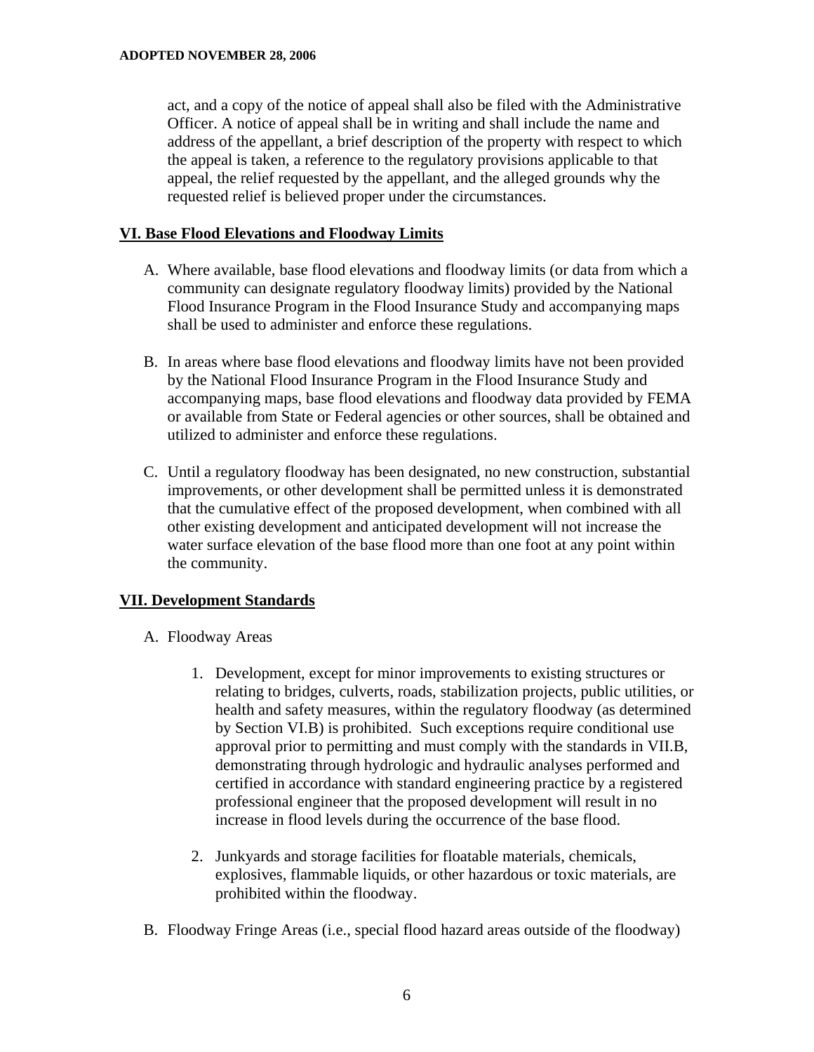act, and a copy of the notice of appeal shall also be filed with the Administrative Officer. A notice of appeal shall be in writing and shall include the name and address of the appellant, a brief description of the property with respect to which the appeal is taken, a reference to the regulatory provisions applicable to that appeal, the relief requested by the appellant, and the alleged grounds why the requested relief is believed proper under the circumstances.

## VI. Base Flood Elevations and Floodway Limits

A. Where available, base flood elevations and floodway limits (or data from which a community can designate regulatory floodway limits) provided by the National Flood Insurance Program in the Flood Insurance Study and accompanying maps shall be used to administer and enforce these regulations.

B. In areas where base flood elevations and floodway limits have not been provided by the National Flood Insurance Program in the Flood Insurance Study and accompanying maps, base flood elevations and floodway data provided by FEMA or available from State or Federal agencies or other sources, shall be obtained and utilized to administer and enforce these regulations.

C. Until a regulatory floodway has been designated, no new construction, substantial improvements, or other development shall be permitted unless it is demonstrated that the cumulative effect of the proposed development, when combined with all other existing development and anticipated development will not increase the water surface elevation of the base flood more than one foot at any point within the community.

## VII. Development Standards

A. Floodway Areas

1. Development, except for minor improvements to existing structures or relating to bridges, culverts, roads, stabilization projects, public utilities, or health and safety measures, within the regulatory floodway (as determined by Section VI.B) is prohibited. Such exceptions require conditional use approval prior to permitting and must comply with the standards in VII.B, demonstrating through hydrologic and hydraulic analyses performed and certified in accordance with standard engineering practice by a registered professional engineer that the proposed development will result in no increase in flood levels during the occurrence of the base flood.

2. Junkyards and storage facilities for floatable materials, chemicals, explosives, flammable liquids, or other hazardous or toxic materials, are prohibited within the floodway.

B. Floodway Fringe Areas (i.e., special flood hazard areas outside of the floodway)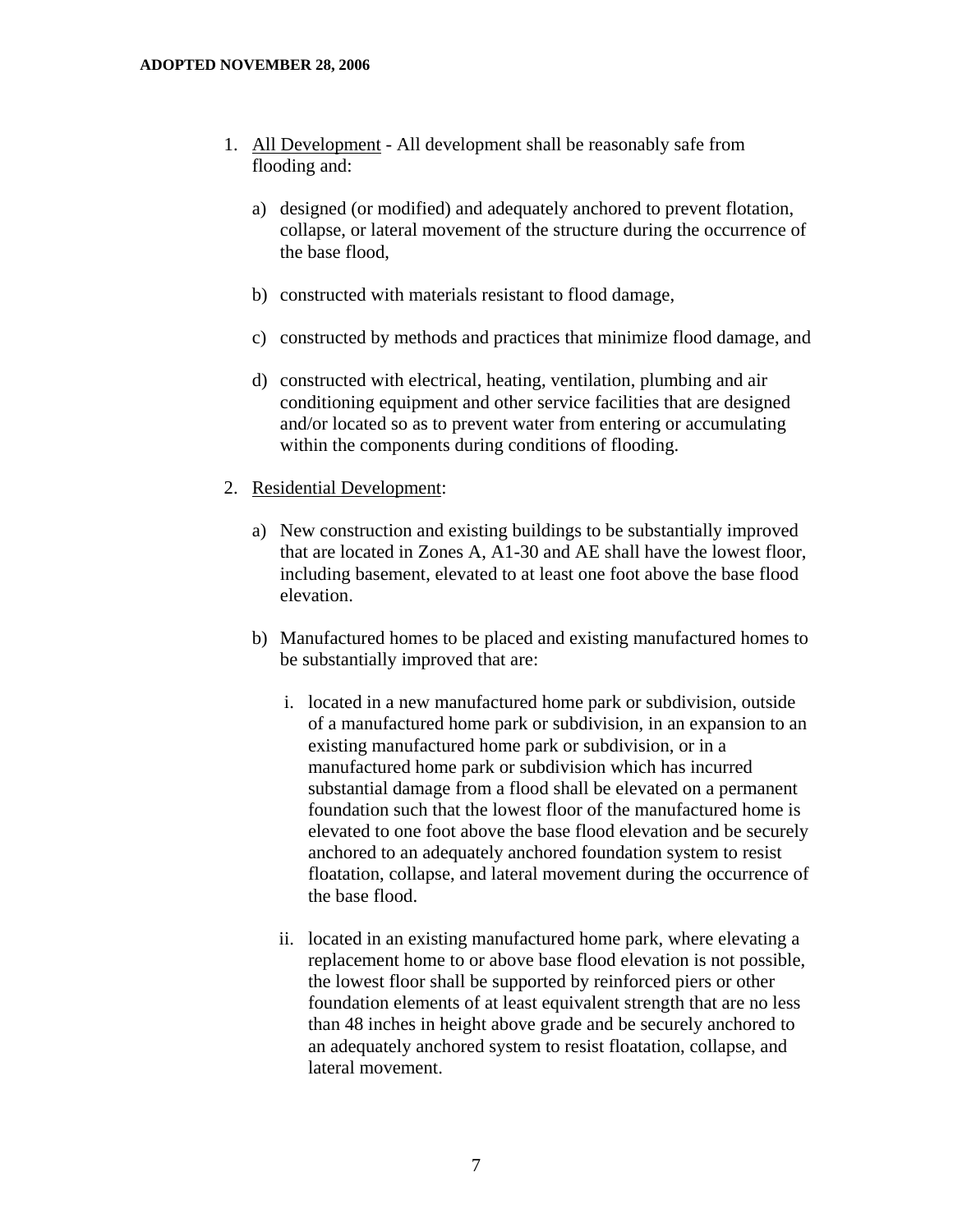1. <u>All Development</u> - All development shall be reasonably safe from flooding and:

    a) designed (or modified) and adequately anchored to prevent flotation, collapse, or lateral movement of the structure during the occurrence of the base flood,

    b) constructed with materials resistant to flood damage,

    c) constructed by methods and practices that minimize flood damage, and

    d) constructed with electrical, heating, ventilation, plumbing and air conditioning equipment and other service facilities that are designed and/or located so as to prevent water from entering or accumulating within the components during conditions of flooding.

2. <u>Residential Development</u>:

    a) New construction and existing buildings to be substantially improved that are located in Zones A, A1-30 and AE shall have the lowest floor, including basement, elevated to at least one foot above the base flood elevation.

    b) Manufactured homes to be placed and existing manufactured homes to be substantially improved that are:

        i. located in a new manufactured home park or subdivision, outside of a manufactured home park or subdivision, in an expansion to an existing manufactured home park or subdivision, or in a manufactured home park or subdivision which has incurred substantial damage from a flood shall be elevated on a permanent foundation such that the lowest floor of the manufactured home is elevated to one foot above the base flood elevation and be securely anchored to an adequately anchored foundation system to resist floatation, collapse, and lateral movement during the occurrence of the base flood.

        ii. located in an existing manufactured home park, where elevating a replacement home to or above base flood elevation is not possible, the lowest floor shall be supported by reinforced piers or other foundation elements of at least equivalent strength that are no less than 48 inches in height above grade and be securely anchored to an adequately anchored system to resist floatation, collapse, and lateral movement.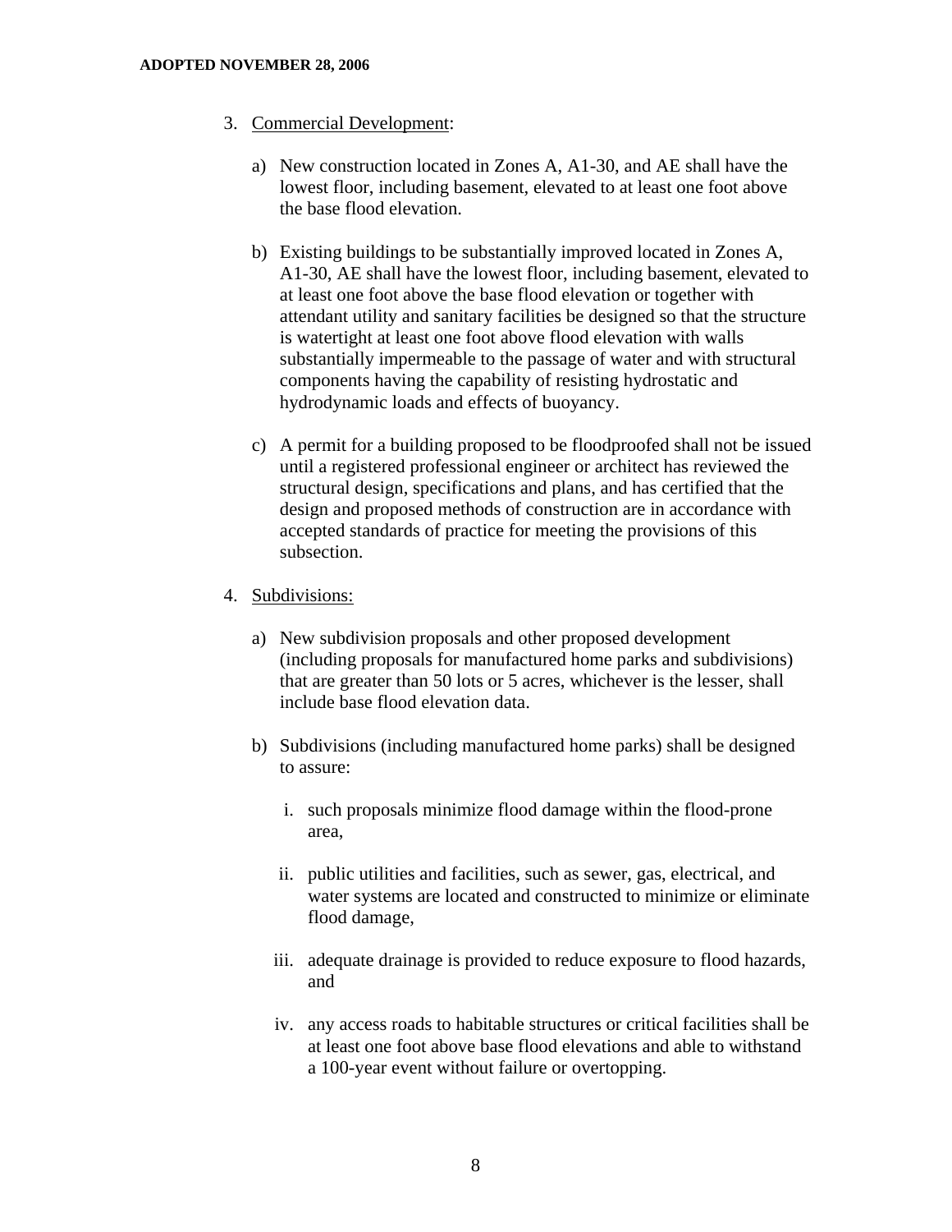3. Commercial Development:

    a) New construction located in Zones A, A1-30, and AE shall have the lowest floor, including basement, elevated to at least one foot above the base flood elevation.

    b) Existing buildings to be substantially improved located in Zones A, A1-30, AE shall have the lowest floor, including basement, elevated to at least one foot above the base flood elevation or together with attendant utility and sanitary facilities be designed so that the structure is watertight at least one foot above flood elevation with walls substantially impermeable to the passage of water and with structural components having the capability of resisting hydrostatic and hydrodynamic loads and effects of buoyancy.

    c) A permit for a building proposed to be floodproofed shall not be issued until a registered professional engineer or architect has reviewed the structural design, specifications and plans, and has certified that the design and proposed methods of construction are in accordance with accepted standards of practice for meeting the provisions of this subsection.

4. Subdivisions:

    a) New subdivision proposals and other proposed development (including proposals for manufactured home parks and subdivisions) that are greater than 50 lots or 5 acres, whichever is the lesser, shall include base flood elevation data.

    b) Subdivisions (including manufactured home parks) shall be designed to assure:

        i. such proposals minimize flood damage within the flood-prone area,

        ii. public utilities and facilities, such as sewer, gas, electrical, and water systems are located and constructed to minimize or eliminate flood damage,

        iii. adequate drainage is provided to reduce exposure to flood hazards, and

        iv. any access roads to habitable structures or critical facilities shall be at least one foot above base flood elevations and able to withstand a 100-year event without failure or overtopping.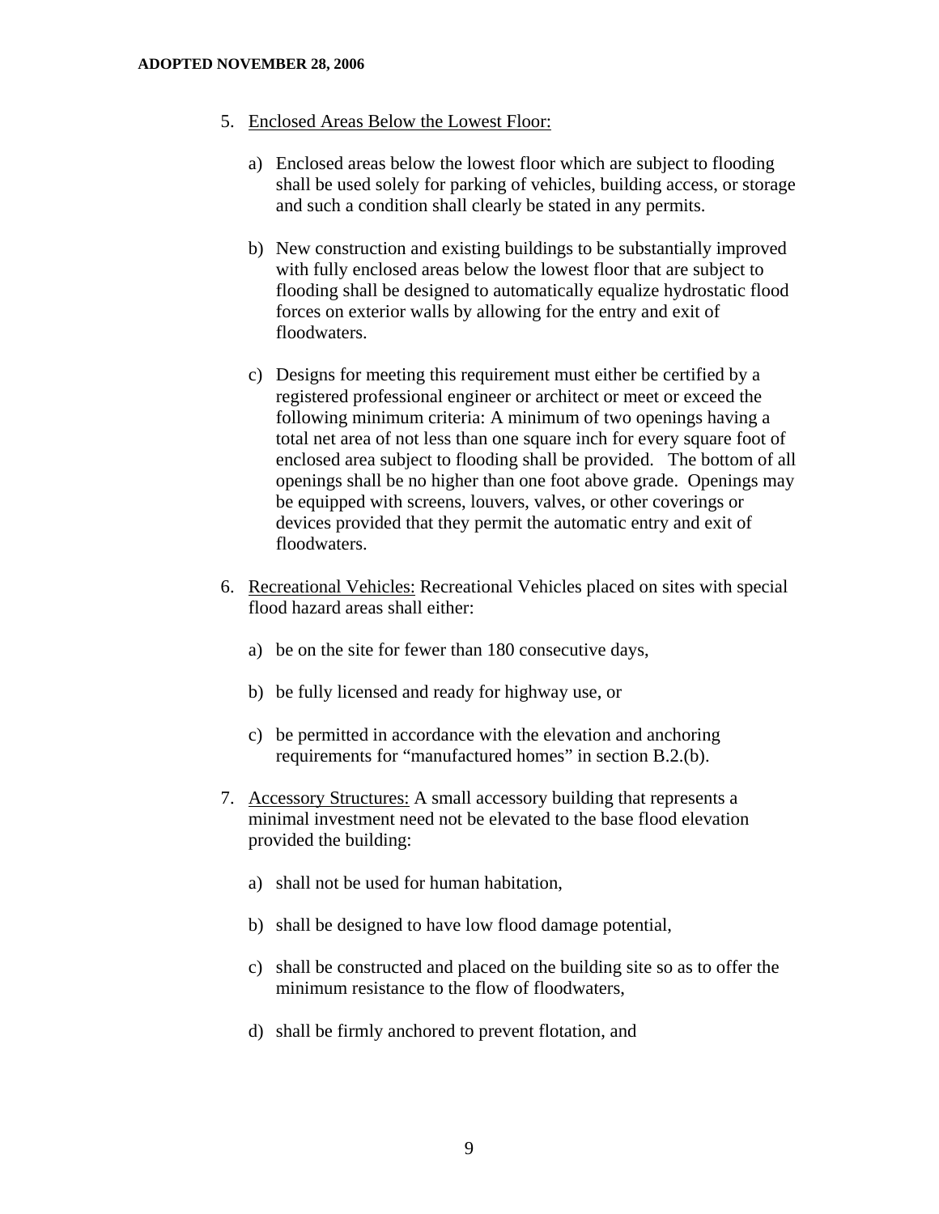5. <u>Enclosed Areas Below the Lowest Floor:</u>

    a) Enclosed areas below the lowest floor which are subject to flooding shall be used solely for parking of vehicles, building access, or storage and such a condition shall clearly be stated in any permits.

    b) New construction and existing buildings to be substantially improved with fully enclosed areas below the lowest floor that are subject to flooding shall be designed to automatically equalize hydrostatic flood forces on exterior walls by allowing for the entry and exit of floodwaters.

    c) Designs for meeting this requirement must either be certified by a registered professional engineer or architect or meet or exceed the following minimum criteria: A minimum of two openings having a total net area of not less than one square inch for every square foot of enclosed area subject to flooding shall be provided. The bottom of all openings shall be no higher than one foot above grade. Openings may be equipped with screens, louvers, valves, or other coverings or devices provided that they permit the automatic entry and exit of floodwaters.

6. <u>Recreational Vehicles:</u> Recreational Vehicles placed on sites with special flood hazard areas shall either:

    a) be on the site for fewer than 180 consecutive days,

    b) be fully licensed and ready for highway use, or

    c) be permitted in accordance with the elevation and anchoring requirements for "manufactured homes" in section B.2.(b).

7. <u>Accessory Structures:</u> A small accessory building that represents a minimal investment need not be elevated to the base flood elevation provided the building:

    a) shall not be used for human habitation,

    b) shall be designed to have low flood damage potential,

    c) shall be constructed and placed on the building site so as to offer the minimum resistance to the flow of floodwaters,

    d) shall be firmly anchored to prevent flotation, and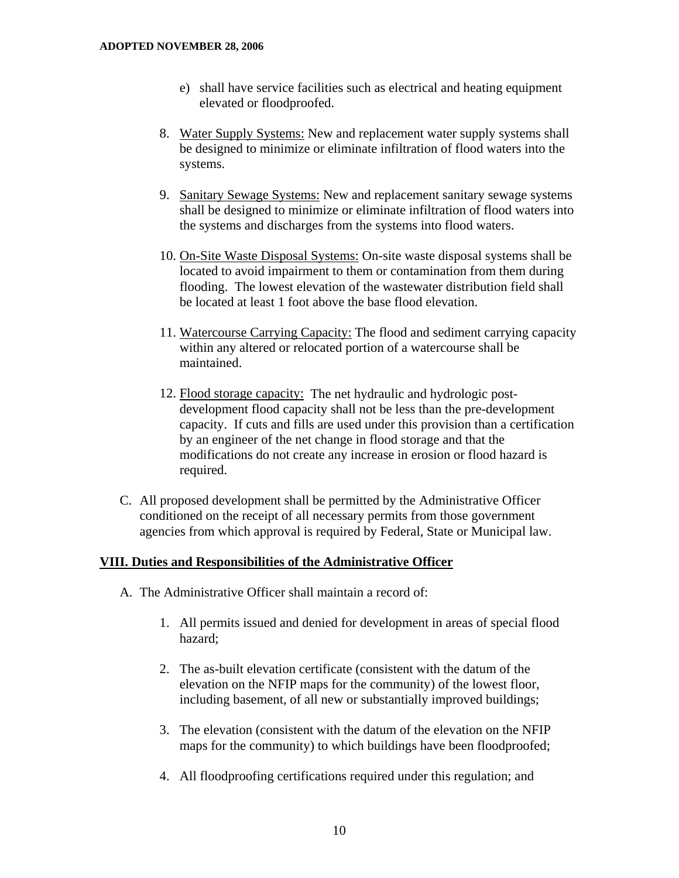e) shall have service facilities such as electrical and heating equipment elevated or floodproofed.

8. <u>Water Supply Systems:</u> New and replacement water supply systems shall be designed to minimize or eliminate infiltration of flood waters into the systems.

9. <u>Sanitary Sewage Systems:</u> New and replacement sanitary sewage systems shall be designed to minimize or eliminate infiltration of flood waters into the systems and discharges from the systems into flood waters.

10. <u>On-Site Waste Disposal Systems:</u> On-site waste disposal systems shall be located to avoid impairment to them or contamination from them during flooding. The lowest elevation of the wastewater distribution field shall be located at least 1 foot above the base flood elevation.

11. <u>Watercourse Carrying Capacity:</u> The flood and sediment carrying capacity within any altered or relocated portion of a watercourse shall be maintained.

12. <u>Flood storage capacity:</u> The net hydraulic and hydrologic post-development flood capacity shall not be less than the pre-development capacity. If cuts and fills are used under this provision than a certification by an engineer of the net change in flood storage and that the modifications do not create any increase in erosion or flood hazard is required.

C. All proposed development shall be permitted by the Administrative Officer conditioned on the receipt of all necessary permits from those government agencies from which approval is required by Federal, State or Municipal law.

## VIII. Duties and Responsibilities of the Administrative Officer

A. The Administrative Officer shall maintain a record of:

1. All permits issued and denied for development in areas of special flood hazard;

2. The as-built elevation certificate (consistent with the datum of the elevation on the NFIP maps for the community) of the lowest floor, including basement, of all new or substantially improved buildings;

3. The elevation (consistent with the datum of the elevation on the NFIP maps for the community) to which buildings have been floodproofed;

4. All floodproofing certifications required under this regulation; and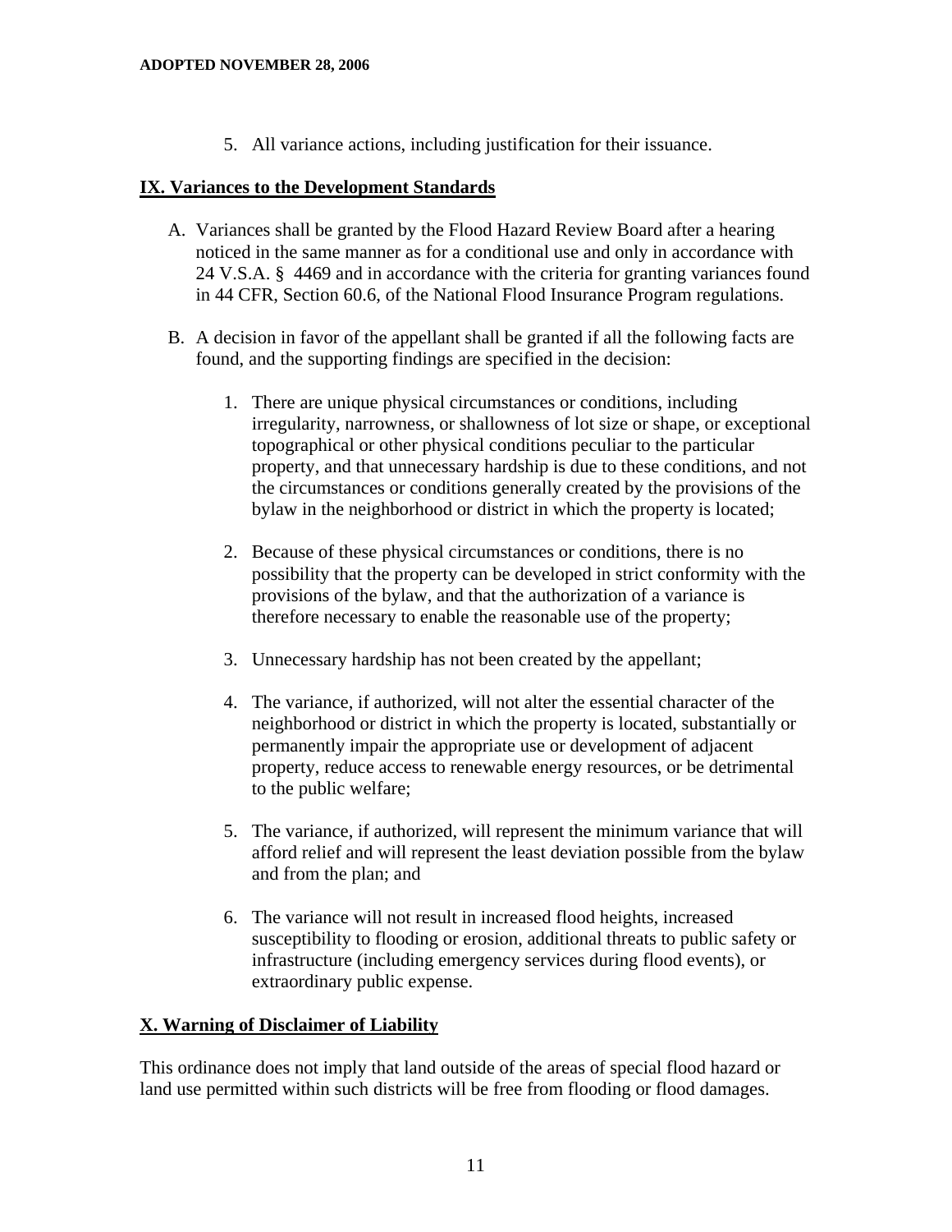5. All variance actions, including justification for their issuance.

## IX. Variances to the Development Standards

A. Variances shall be granted by the Flood Hazard Review Board after a hearing noticed in the same manner as for a conditional use and only in accordance with 24 V.S.A. § 4469 and in accordance with the criteria for granting variances found in 44 CFR, Section 60.6, of the National Flood Insurance Program regulations.

B. A decision in favor of the appellant shall be granted if all the following facts are found, and the supporting findings are specified in the decision:

   1. There are unique physical circumstances or conditions, including irregularity, narrowness, or shallowness of lot size or shape, or exceptional topographical or other physical conditions peculiar to the particular property, and that unnecessary hardship is due to these conditions, and not the circumstances or conditions generally created by the provisions of the bylaw in the neighborhood or district in which the property is located;

   2. Because of these physical circumstances or conditions, there is no possibility that the property can be developed in strict conformity with the provisions of the bylaw, and that the authorization of a variance is therefore necessary to enable the reasonable use of the property;

   3. Unnecessary hardship has not been created by the appellant;

   4. The variance, if authorized, will not alter the essential character of the neighborhood or district in which the property is located, substantially or permanently impair the appropriate use or development of adjacent property, reduce access to renewable energy resources, or be detrimental to the public welfare;

   5. The variance, if authorized, will represent the minimum variance that will afford relief and will represent the least deviation possible from the bylaw and from the plan; and

   6. The variance will not result in increased flood heights, increased susceptibility to flooding or erosion, additional threats to public safety or infrastructure (including emergency services during flood events), or extraordinary public expense.

## X. Warning of Disclaimer of Liability

This ordinance does not imply that land outside of the areas of special flood hazard or land use permitted within such districts will be free from flooding or flood damages.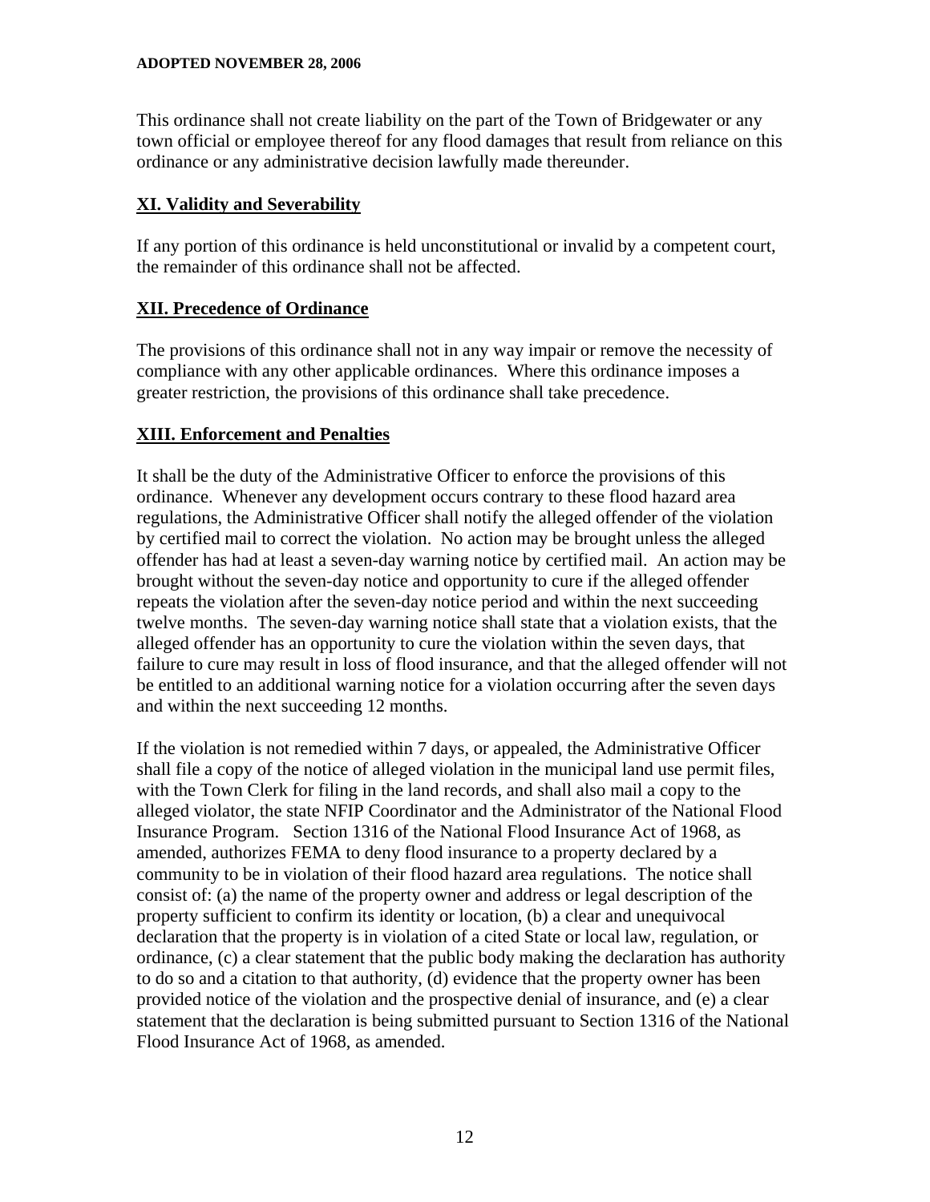This ordinance shall not create liability on the part of the Town of Bridgewater or any town official or employee thereof for any flood damages that result from reliance on this ordinance or any administrative decision lawfully made thereunder.

## XI. Validity and Severability

If any portion of this ordinance is held unconstitutional or invalid by a competent court, the remainder of this ordinance shall not be affected.

## XII. Precedence of Ordinance

The provisions of this ordinance shall not in any way impair or remove the necessity of compliance with any other applicable ordinances. Where this ordinance imposes a greater restriction, the provisions of this ordinance shall take precedence.

## XIII. Enforcement and Penalties

It shall be the duty of the Administrative Officer to enforce the provisions of this ordinance. Whenever any development occurs contrary to these flood hazard area regulations, the Administrative Officer shall notify the alleged offender of the violation by certified mail to correct the violation. No action may be brought unless the alleged offender has had at least a seven-day warning notice by certified mail. An action may be brought without the seven-day notice and opportunity to cure if the alleged offender repeats the violation after the seven-day notice period and within the next succeeding twelve months. The seven-day warning notice shall state that a violation exists, that the alleged offender has an opportunity to cure the violation within the seven days, that failure to cure may result in loss of flood insurance, and that the alleged offender will not be entitled to an additional warning notice for a violation occurring after the seven days and within the next succeeding 12 months.

If the violation is not remedied within 7 days, or appealed, the Administrative Officer shall file a copy of the notice of alleged violation in the municipal land use permit files, with the Town Clerk for filing in the land records, and shall also mail a copy to the alleged violator, the state NFIP Coordinator and the Administrator of the National Flood Insurance Program. Section 1316 of the National Flood Insurance Act of 1968, as amended, authorizes FEMA to deny flood insurance to a property declared by a community to be in violation of their flood hazard area regulations. The notice shall consist of: (a) the name of the property owner and address or legal description of the property sufficient to confirm its identity or location, (b) a clear and unequivocal declaration that the property is in violation of a cited State or local law, regulation, or ordinance, (c) a clear statement that the public body making the declaration has authority to do so and a citation to that authority, (d) evidence that the property owner has been provided notice of the violation and the prospective denial of insurance, and (e) a clear statement that the declaration is being submitted pursuant to Section 1316 of the National Flood Insurance Act of 1968, as amended.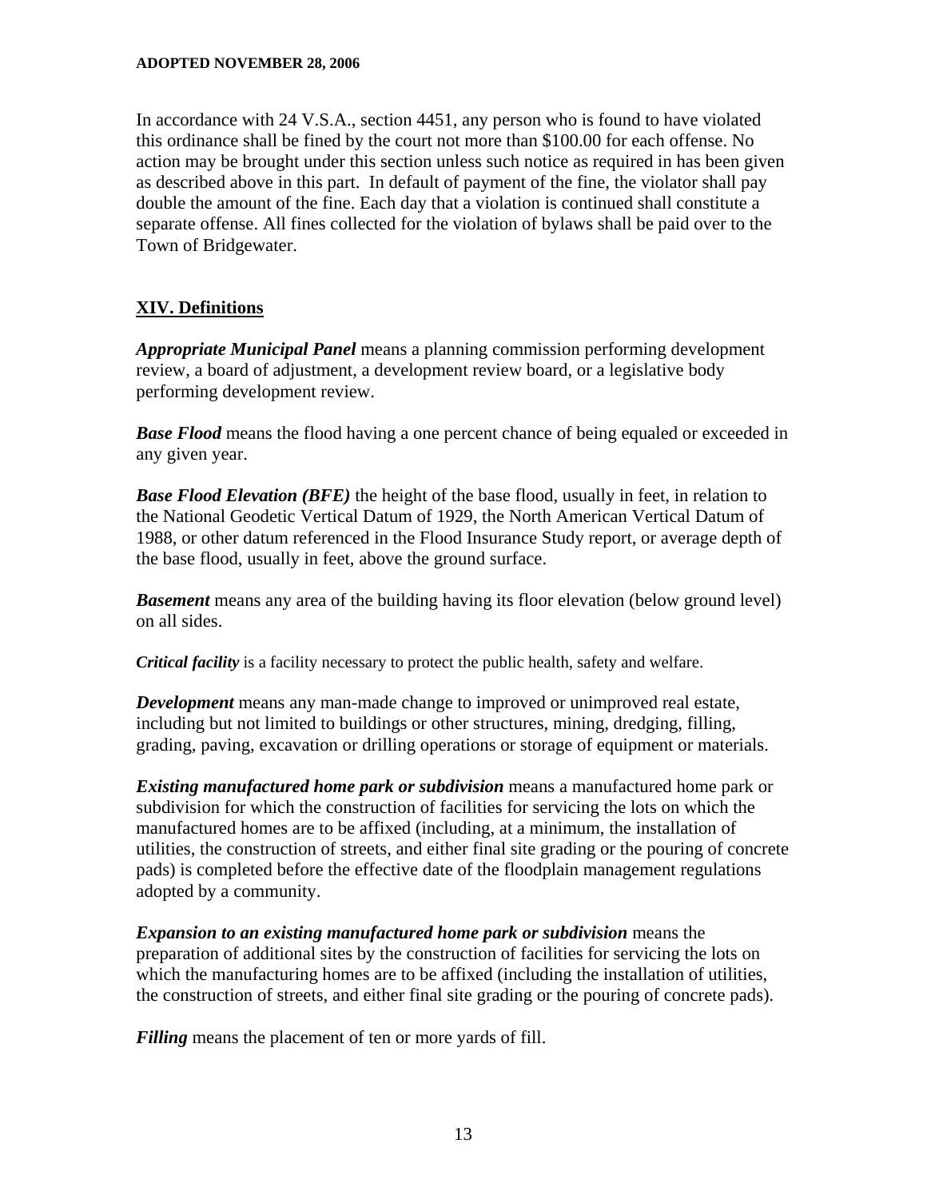In accordance with 24 V.S.A., section 4451, any person who is found to have violated this ordinance shall be fined by the court not more than $100.00 for each offense. No action may be brought under this section unless such notice as required in has been given as described above in this part. In default of payment of the fine, the violator shall pay double the amount of the fine. Each day that a violation is continued shall constitute a separate offense. All fines collected for the violation of bylaws shall be paid over to the Town of Bridgewater.

## XIV. Definitions

***Appropriate Municipal Panel*** means a planning commission performing development review, a board of adjustment, a development review board, or a legislative body performing development review.

***Base Flood*** means the flood having a one percent chance of being equaled or exceeded in any given year.

***Base Flood Elevation (BFE)*** the height of the base flood, usually in feet, in relation to the National Geodetic Vertical Datum of 1929, the North American Vertical Datum of 1988, or other datum referenced in the Flood Insurance Study report, or average depth of the base flood, usually in feet, above the ground surface.

***Basement*** means any area of the building having its floor elevation (below ground level) on all sides.

***Critical facility*** is a facility necessary to protect the public health, safety and welfare.

***Development*** means any man-made change to improved or unimproved real estate, including but not limited to buildings or other structures, mining, dredging, filling, grading, paving, excavation or drilling operations or storage of equipment or materials.

***Existing manufactured home park or subdivision*** means a manufactured home park or subdivision for which the construction of facilities for servicing the lots on which the manufactured homes are to be affixed (including, at a minimum, the installation of utilities, the construction of streets, and either final site grading or the pouring of concrete pads) is completed before the effective date of the floodplain management regulations adopted by a community.

***Expansion to an existing manufactured home park or subdivision*** means the preparation of additional sites by the construction of facilities for servicing the lots on which the manufacturing homes are to be affixed (including the installation of utilities, the construction of streets, and either final site grading or the pouring of concrete pads).

***Filling*** means the placement of ten or more yards of fill.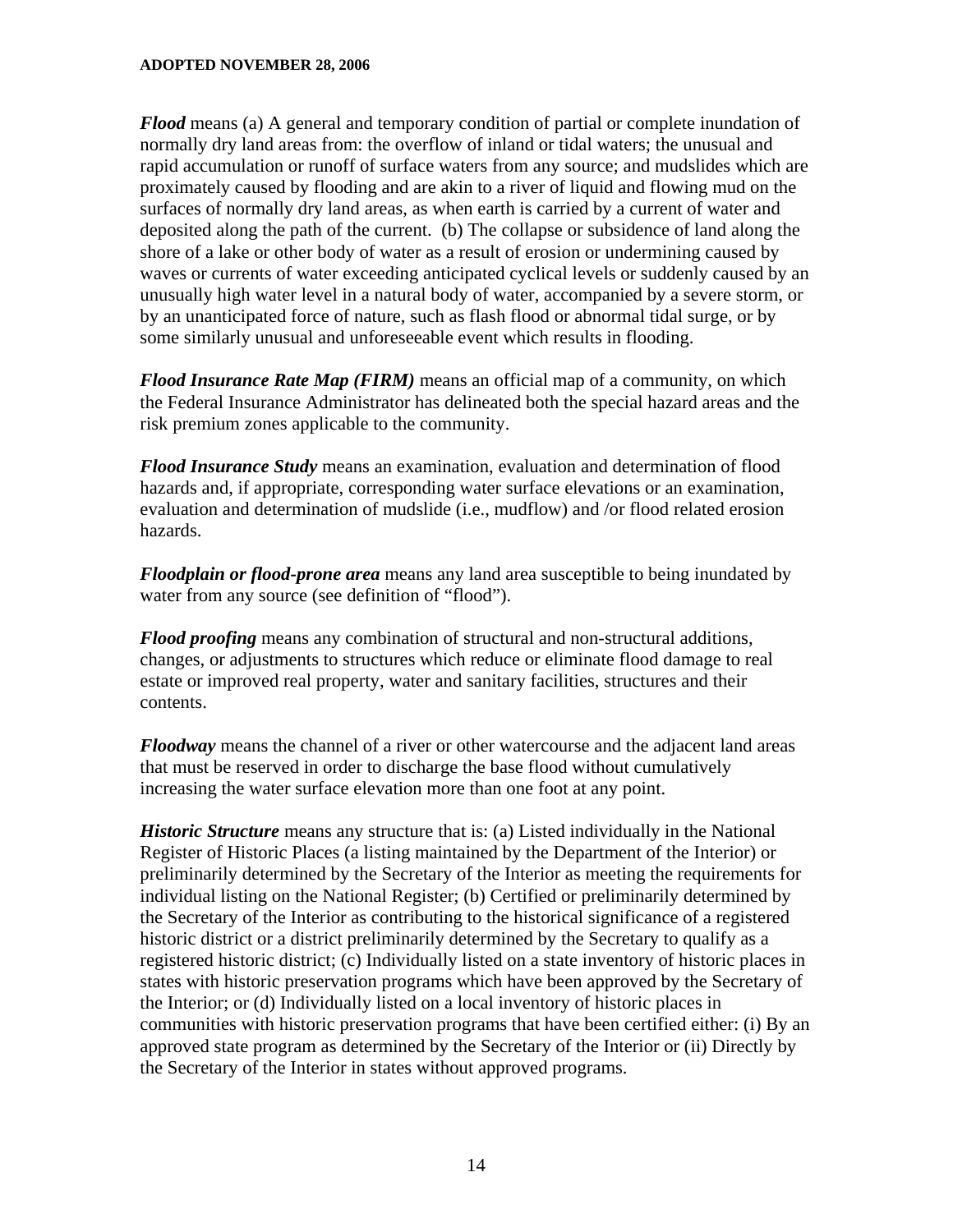***Flood*** means (a) A general and temporary condition of partial or complete inundation of normally dry land areas from: the overflow of inland or tidal waters; the unusual and rapid accumulation or runoff of surface waters from any source; and mudslides which are proximately caused by flooding and are akin to a river of liquid and flowing mud on the surfaces of normally dry land areas, as when earth is carried by a current of water and deposited along the path of the current. (b) The collapse or subsidence of land along the shore of a lake or other body of water as a result of erosion or undermining caused by waves or currents of water exceeding anticipated cyclical levels or suddenly caused by an unusually high water level in a natural body of water, accompanied by a severe storm, or by an unanticipated force of nature, such as flash flood or abnormal tidal surge, or by some similarly unusual and unforeseeable event which results in flooding.

***Flood Insurance Rate Map (FIRM)*** means an official map of a community, on which the Federal Insurance Administrator has delineated both the special hazard areas and the risk premium zones applicable to the community.

***Flood Insurance Study*** means an examination, evaluation and determination of flood hazards and, if appropriate, corresponding water surface elevations or an examination, evaluation and determination of mudslide (i.e., mudflow) and /or flood related erosion hazards.

***Floodplain or flood-prone area*** means any land area susceptible to being inundated by water from any source (see definition of "flood").

***Flood proofing*** means any combination of structural and non-structural additions, changes, or adjustments to structures which reduce or eliminate flood damage to real estate or improved real property, water and sanitary facilities, structures and their contents.

***Floodway*** means the channel of a river or other watercourse and the adjacent land areas that must be reserved in order to discharge the base flood without cumulatively increasing the water surface elevation more than one foot at any point.

***Historic Structure*** means any structure that is: (a) Listed individually in the National Register of Historic Places (a listing maintained by the Department of the Interior) or preliminarily determined by the Secretary of the Interior as meeting the requirements for individual listing on the National Register; (b) Certified or preliminarily determined by the Secretary of the Interior as contributing to the historical significance of a registered historic district or a district preliminarily determined by the Secretary to qualify as a registered historic district; (c) Individually listed on a state inventory of historic places in states with historic preservation programs which have been approved by the Secretary of the Interior; or (d) Individually listed on a local inventory of historic places in communities with historic preservation programs that have been certified either: (i) By an approved state program as determined by the Secretary of the Interior or (ii) Directly by the Secretary of the Interior in states without approved programs.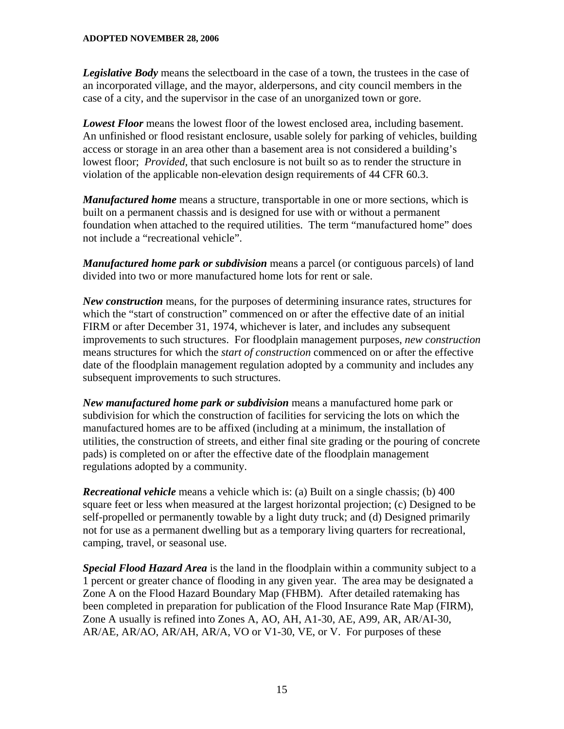***Legislative Body*** means the selectboard in the case of a town, the trustees in the case of an incorporated village, and the mayor, alderpersons, and city council members in the case of a city, and the supervisor in the case of an unorganized town or gore.

***Lowest Floor*** means the lowest floor of the lowest enclosed area, including basement. An unfinished or flood resistant enclosure, usable solely for parking of vehicles, building access or storage in an area other than a basement area is not considered a building's lowest floor; *Provided*, that such enclosure is not built so as to render the structure in violation of the applicable non-elevation design requirements of 44 CFR 60.3.

***Manufactured home*** means a structure, transportable in one or more sections, which is built on a permanent chassis and is designed for use with or without a permanent foundation when attached to the required utilities. The term "manufactured home" does not include a "recreational vehicle".

***Manufactured home park or subdivision*** means a parcel (or contiguous parcels) of land divided into two or more manufactured home lots for rent or sale.

***New construction*** means, for the purposes of determining insurance rates, structures for which the "start of construction" commenced on or after the effective date of an initial FIRM or after December 31, 1974, whichever is later, and includes any subsequent improvements to such structures. For floodplain management purposes, *new construction* means structures for which the *start of construction* commenced on or after the effective date of the floodplain management regulation adopted by a community and includes any subsequent improvements to such structures.

***New manufactured home park or subdivision*** means a manufactured home park or subdivision for which the construction of facilities for servicing the lots on which the manufactured homes are to be affixed (including at a minimum, the installation of utilities, the construction of streets, and either final site grading or the pouring of concrete pads) is completed on or after the effective date of the floodplain management regulations adopted by a community.

***Recreational vehicle*** means a vehicle which is: (a) Built on a single chassis; (b) 400 square feet or less when measured at the largest horizontal projection; (c) Designed to be self-propelled or permanently towable by a light duty truck; and (d) Designed primarily not for use as a permanent dwelling but as a temporary living quarters for recreational, camping, travel, or seasonal use.

***Special Flood Hazard Area*** is the land in the floodplain within a community subject to a 1 percent or greater chance of flooding in any given year. The area may be designated a Zone A on the Flood Hazard Boundary Map (FHBM). After detailed ratemaking has been completed in preparation for publication of the Flood Insurance Rate Map (FIRM), Zone A usually is refined into Zones A, AO, AH, A1-30, AE, A99, AR, AR/AI-30, AR/AE, AR/AO, AR/AH, AR/A, VO or V1-30, VE, or V. For purposes of these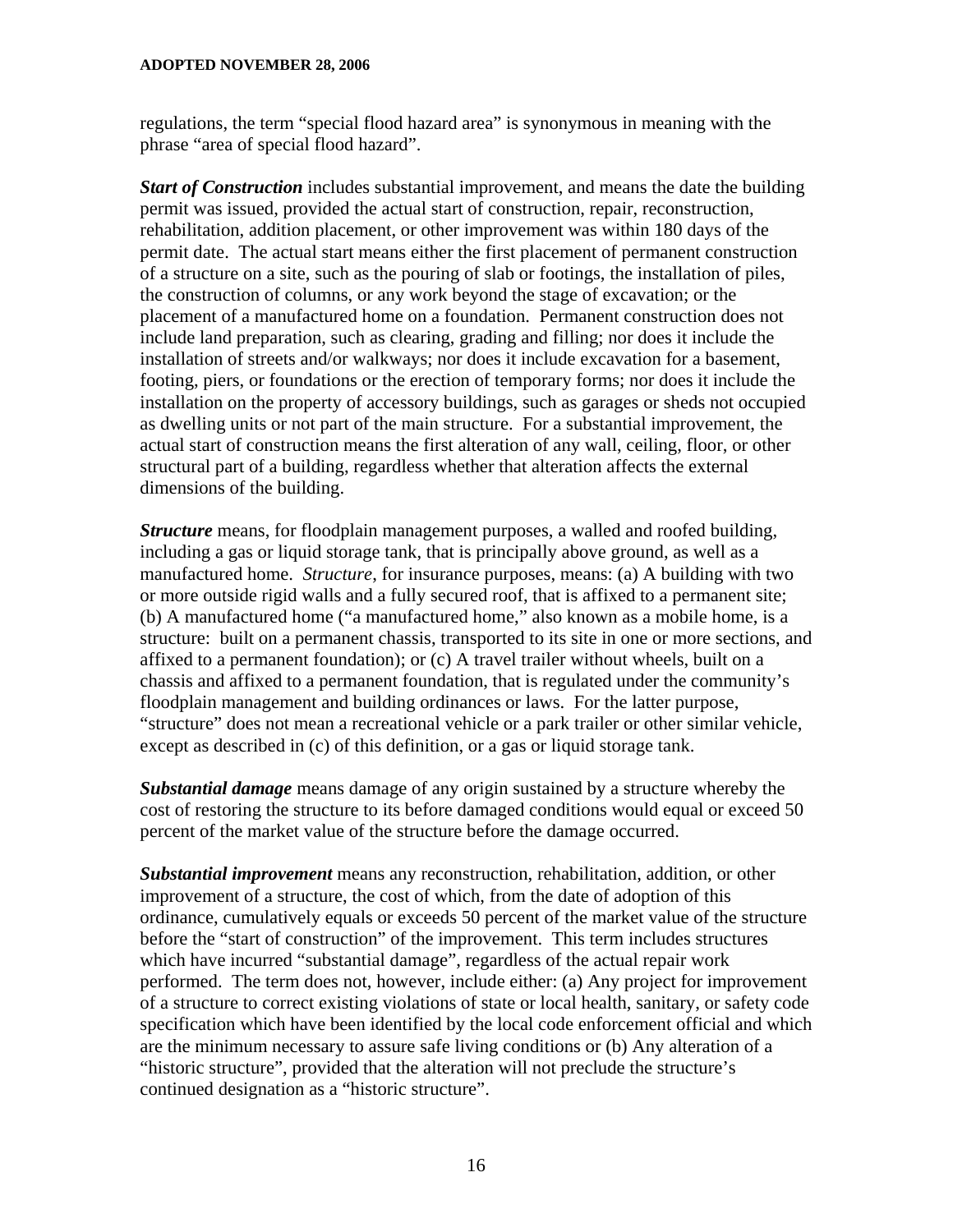regulations, the term “special flood hazard area” is synonymous in meaning with the phrase “area of special flood hazard”.

***Start of Construction*** includes substantial improvement, and means the date the building permit was issued, provided the actual start of construction, repair, reconstruction, rehabilitation, addition placement, or other improvement was within 180 days of the permit date. The actual start means either the first placement of permanent construction of a structure on a site, such as the pouring of slab or footings, the installation of piles, the construction of columns, or any work beyond the stage of excavation; or the placement of a manufactured home on a foundation. Permanent construction does not include land preparation, such as clearing, grading and filling; nor does it include the installation of streets and/or walkways; nor does it include excavation for a basement, footing, piers, or foundations or the erection of temporary forms; nor does it include the installation on the property of accessory buildings, such as garages or sheds not occupied as dwelling units or not part of the main structure. For a substantial improvement, the actual start of construction means the first alteration of any wall, ceiling, floor, or other structural part of a building, regardless whether that alteration affects the external dimensions of the building.

***Structure*** means, for floodplain management purposes, a walled and roofed building, including a gas or liquid storage tank, that is principally above ground, as well as a manufactured home. *Structure*, for insurance purposes, means: (a) A building with two or more outside rigid walls and a fully secured roof, that is affixed to a permanent site; (b) A manufactured home (“a manufactured home,” also known as a mobile home, is a structure: built on a permanent chassis, transported to its site in one or more sections, and affixed to a permanent foundation); or (c) A travel trailer without wheels, built on a chassis and affixed to a permanent foundation, that is regulated under the community’s floodplain management and building ordinances or laws. For the latter purpose, “structure” does not mean a recreational vehicle or a park trailer or other similar vehicle, except as described in (c) of this definition, or a gas or liquid storage tank.

***Substantial damage*** means damage of any origin sustained by a structure whereby the cost of restoring the structure to its before damaged conditions would equal or exceed 50 percent of the market value of the structure before the damage occurred.

***Substantial improvement*** means any reconstruction, rehabilitation, addition, or other improvement of a structure, the cost of which, from the date of adoption of this ordinance, cumulatively equals or exceeds 50 percent of the market value of the structure before the “start of construction” of the improvement. This term includes structures which have incurred “substantial damage”, regardless of the actual repair work performed. The term does not, however, include either: (a) Any project for improvement of a structure to correct existing violations of state or local health, sanitary, or safety code specification which have been identified by the local code enforcement official and which are the minimum necessary to assure safe living conditions or (b) Any alteration of a “historic structure”, provided that the alteration will not preclude the structure’s continued designation as a “historic structure”.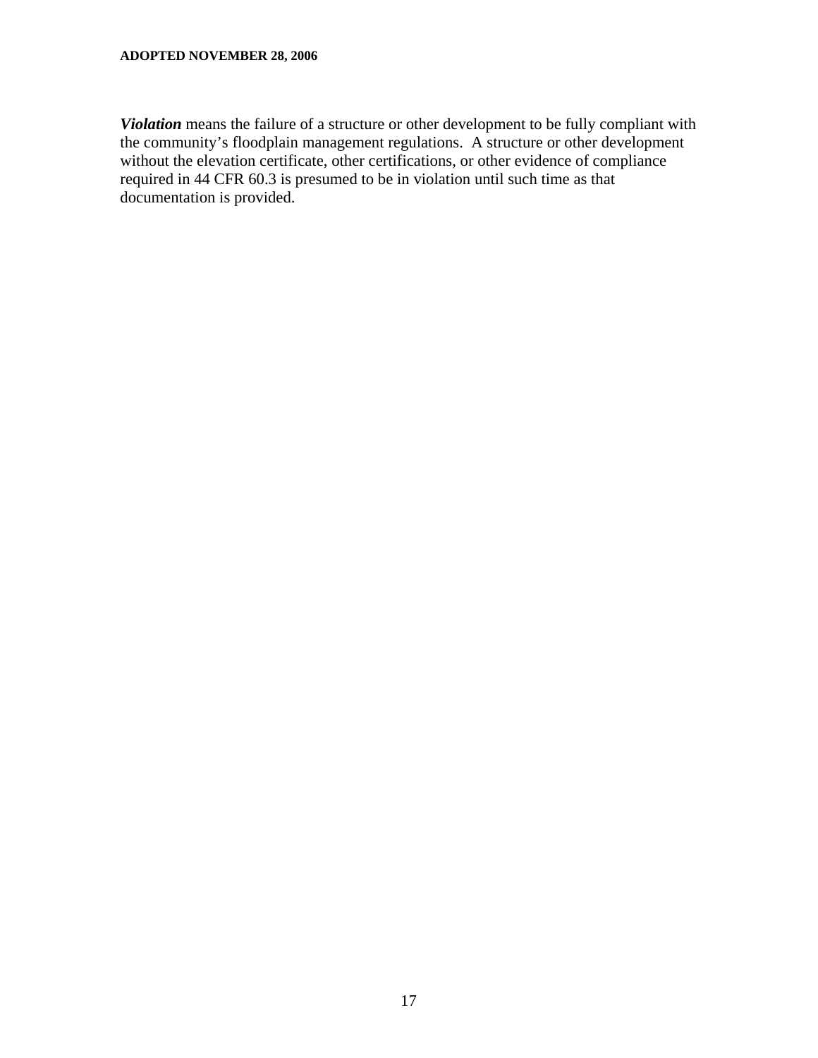***Violation*** means the failure of a structure or other development to be fully compliant with the community's floodplain management regulations. A structure or other development without the elevation certificate, other certifications, or other evidence of compliance required in 44 CFR 60.3 is presumed to be in violation until such time as that documentation is provided.